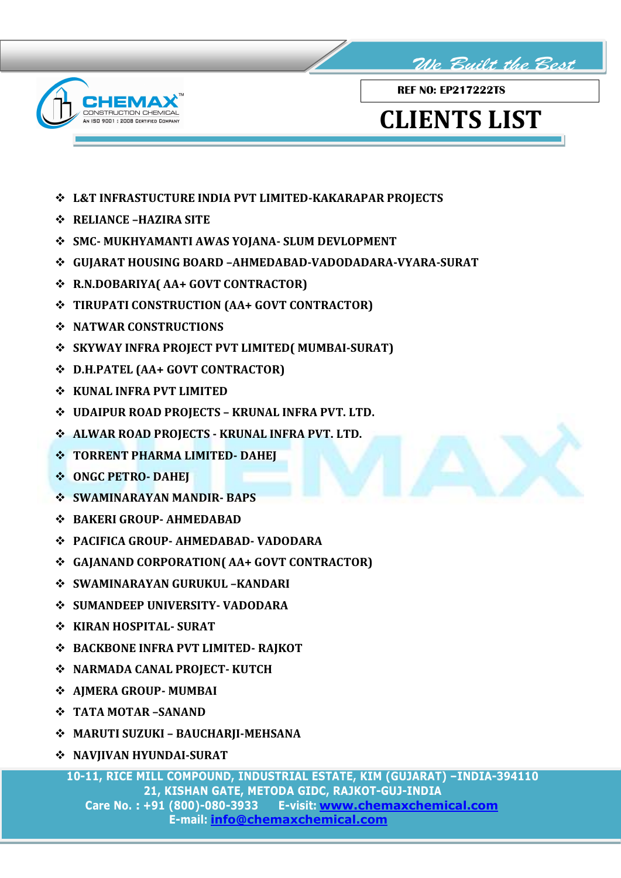REF NO: EP217222TS

# CLIENTS LIST

- L&T INFRASTUCTURE INDIA PVT LIMITED-KAKARAPAR PROJECTS
- RELIANCE –HAZIRA SITE
- SMC- MUKHYAMANTI AWAS YOJANA- SLUM DEVLOPMENT
- GUJARAT HOUSING BOARD –AHMEDABAD-VADODADARA-VYARA-SURAT
- R.N.DOBARIYA( AA+ GOVT CONTRACTOR)
- TIRUPATI CONSTRUCTION (AA+ GOVT CONTRACTOR)
- NATWAR CONSTRUCTIONS
- SKYWAY INFRA PROJECT PVT LIMITED( MUMBAI-SURAT)
- D.H.PATEL (AA+ GOVT CONTRACTOR)
- KUNAL INFRA PVT LIMITED
- UDAIPUR ROAD PROJECTS – KRUNAL INFRA PVT. LTD.
- ALWAR ROAD PROJECTS - KRUNAL INFRA PVT. LTD.
- TORRENT PHARMA LIMITED- DAHEJ
- ONGC PETRO- DAHEJ
- SWAMINARAYAN MANDIR- BAPS
- BAKERI GROUP- AHMEDABAD
- PACIFICA GROUP- AHMEDABAD- VADODARA
- GAJANAND CORPORATION( AA+ GOVT CONTRACTOR)
- SWAMINARAYAN GURUKUL –KANDARI
- SUMANDEEP UNIVERSITY- VADODARA
- KIRAN HOSPITAL- SURAT
- BACKBONE INFRA PVT LIMITED- RAJKOT
- NARMADA CANAL PROJECT- KUTCH
- AJMERA GROUP- MUMBAI
- TATA MOTAR –SANAND
- MARUTI SUZUKI – BAUCHARJI-MEHSANA
- NAVJIVAN HYUNDAI-SURAT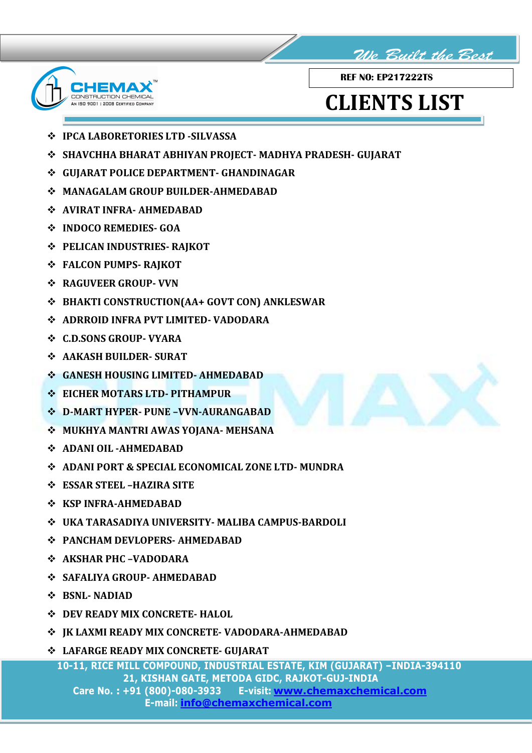REF NO: EP217222TS

# CLIENTS LIST

- IPCA LABORETORIES LTD -SILVASSA
- SHAVCHHA BHARAT ABHIYAN PROJECT- MADHYA PRADESH- GUJARAT
- GUJARAT POLICE DEPARTMENT- GHANDINAGAR
- MANAGALAM GROUP BUILDER-AHMEDABAD
- AVIRAT INFRA- AHMEDABAD
- INDOCO REMEDIES- GOA
- PELICAN INDUSTRIES- RAJKOT
- FALCON PUMPS- RAJKOT
- RAGUVEER GROUP- VVN
- BHAKTI CONSTRUCTION(AA+ GOVT CON) ANKLESWAR
- ADRROID INFRA PVT LIMITED- VADODARA
- C.D.SONS GROUP- VYARA
- AAKASH BUILDER- SURAT
- GANESH HOUSING LIMITED- AHMEDABAD
- EICHER MOTARS LTD- PITHAMPUR
- D-MART HYPER- PUNE –VVN-AURANGABAD
- MUKHYA MANTRI AWAS YOJANA- MEHSANA
- ADANI OIL -AHMEDABAD
- ADANI PORT & SPECIAL ECONOMICAL ZONE LTD- MUNDRA
- ESSAR STEEL –HAZIRA SITE
- KSP INFRA-AHMEDABAD
- UKA TARASADIYA UNIVERSITY- MALIBA CAMPUS-BARDOLI
- PANCHAM DEVLOPERS- AHMEDABAD
- AKSHAR PHC –VADODARA
- SAFALIYA GROUP- AHMEDABAD
- BSNL- NADIAD
- DEV READY MIX CONCRETE- HALOL
- JK LAXMI READY MIX CONCRETE- VADODARA-AHMEDABAD
- LAFARGE READY MIX CONCRETE- GUJARAT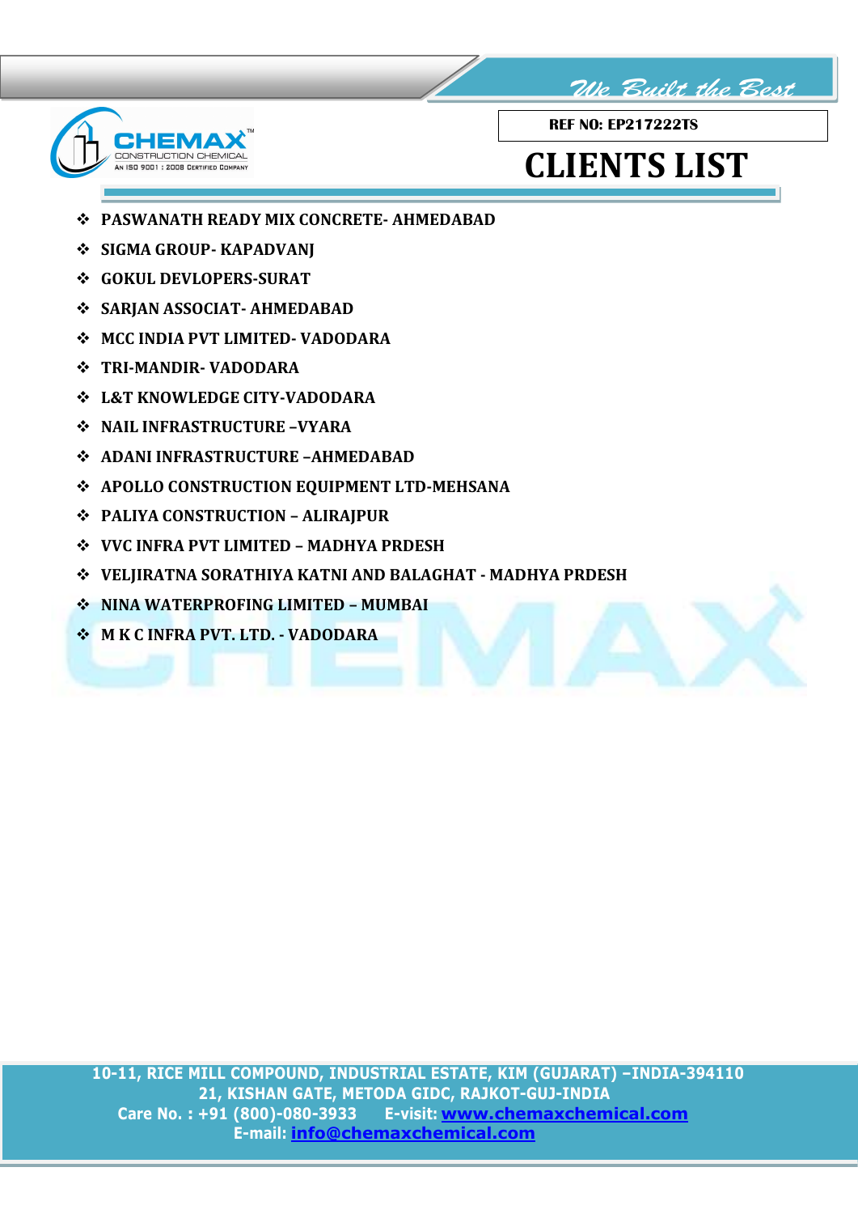We Built the Best

**CHEMAX™**
CONSTRUCTION CHEMICAL
AN ISO 9001 : 2008 CERTIFIED COMPANY

**REF NO: EP217222TS**

# CLIENTS LIST

- **PASWANATH READY MIX CONCRETE- AHMEDABAD**
- **SIGMA GROUP- KAPADVANJ**
- **GOKUL DEVLOPERS-SURAT**
- **SARJAN ASSOCIAT- AHMEDABAD**
- **MCC INDIA PVT LIMITED- VADODARA**
- **TRI-MANDIR- VADODARA**
- **L&T KNOWLEDGE CITY-VADODARA**
- **NAIL INFRASTRUCTURE –VYARA**
- **ADANI INFRASTRUCTURE –AHMEDABAD**
- **APOLLO CONSTRUCTION EQUIPMENT LTD-MEHSANA**
- **PALIYA CONSTRUCTION – ALIRAJPUR**
- **VVC INFRA PVT LIMITED – MADHYA PRDESH**
- **VELJIRATNA SORATHIYA KATNI AND BALAGHAT - MADHYA PRDESH**
- **NINA WATERPROFING LIMITED – MUMBAI**
- **M K C INFRA PVT. LTD. - VADODARA**

**10-11, RICE MILL COMPOUND, INDUSTRIAL ESTATE, KIM (GUJARAT) –INDIA-394110**
**21, KISHAN GATE, METODA GIDC, RAJKOT-GUJ-INDIA**
**Care No. : +91 (800)-080-3933 E-visit: www.chemaxchemical.com**
**E-mail: info@chemaxchemical.com**